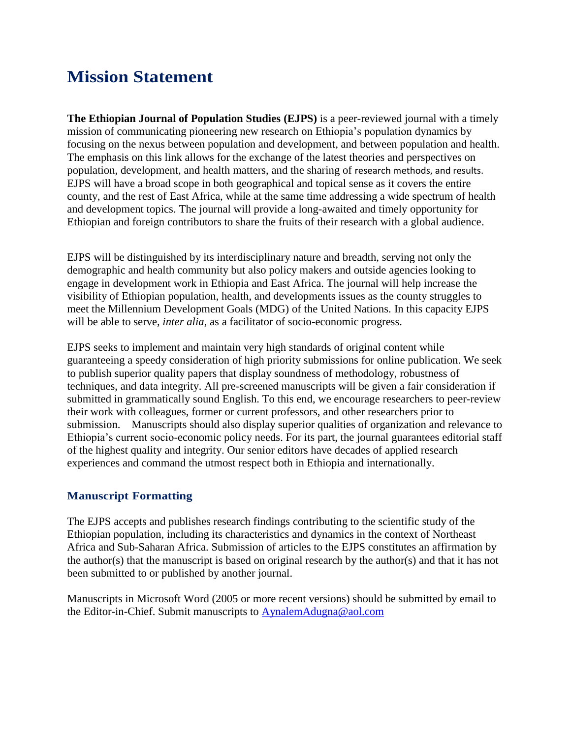# Mission Statement

**The Ethiopian Journal of Population Studies (EJPS)** is a peer-reviewed journal with a timely mission of communicating pioneering new research on Ethiopia's population dynamics by focusing on the nexus between population and development, and between population and health. The emphasis on this link allows for the exchange of the latest theories and perspectives on population, development, and health matters, and the sharing of research methods, and results. EJPS will have a broad scope in both geographical and topical sense as it covers the entire county, and the rest of East Africa, while at the same time addressing a wide spectrum of health and development topics. The journal will provide a long-awaited and timely opportunity for Ethiopian and foreign contributors to share the fruits of their research with a global audience.

EJPS will be distinguished by its interdisciplinary nature and breadth, serving not only the demographic and health community but also policy makers and outside agencies looking to engage in development work in Ethiopia and East Africa. The journal will help increase the visibility of Ethiopian population, health, and developments issues as the county struggles to meet the Millennium Development Goals (MDG) of the United Nations. In this capacity EJPS will be able to serve, *inter alia*, as a facilitator of socio-economic progress.

EJPS seeks to implement and maintain very high standards of original content while guaranteeing a speedy consideration of high priority submissions for online publication. We seek to publish superior quality papers that display soundness of methodology, robustness of techniques, and data integrity. All pre-screened manuscripts will be given a fair consideration if submitted in grammatically sound English. To this end, we encourage researchers to peer-review their work with colleagues, former or current professors, and other researchers prior to submission. Manuscripts should also display superior qualities of organization and relevance to Ethiopia's current socio-economic policy needs. For its part, the journal guarantees editorial staff of the highest quality and integrity. Our senior editors have decades of applied research experiences and command the utmost respect both in Ethiopia and internationally.

## Manuscript Formatting

The EJPS accepts and publishes research findings contributing to the scientific study of the Ethiopian population, including its characteristics and dynamics in the context of Northeast Africa and Sub-Saharan Africa. Submission of articles to the EJPS constitutes an affirmation by the author(s) that the manuscript is based on original research by the author(s) and that it has not been submitted to or published by another journal.

Manuscripts in Microsoft Word (2005 or more recent versions) should be submitted by email to the Editor-in-Chief. Submit manuscripts to [AynalemAdugna@aol.com](mailto:AynalemAdugna@aol.com)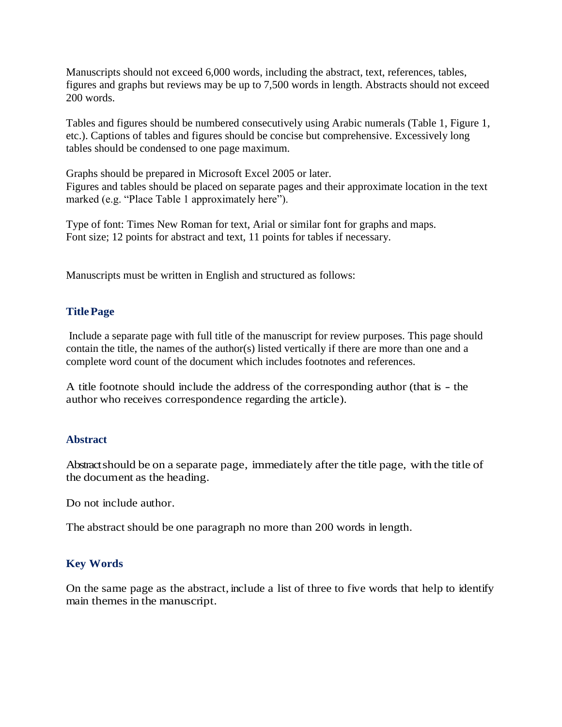Manuscripts should not exceed 6,000 words, including the abstract, text, references, tables, figures and graphs but reviews may be up to 7,500 words in length. Abstracts should not exceed 200 words.

Tables and figures should be numbered consecutively using Arabic numerals (Table 1, Figure 1, etc.). Captions of tables and figures should be concise but comprehensive. Excessively long tables should be condensed to one page maximum.

Graphs should be prepared in Microsoft Excel 2005 or later.
Figures and tables should be placed on separate pages and their approximate location in the text marked (e.g. "Place Table 1 approximately here").

Type of font: Times New Roman for text, Arial or similar font for graphs and maps.
Font size; 12 points for abstract and text, 11 points for tables if necessary.

Manuscripts must be written in English and structured as follows:

## Title Page

Include a separate page with full title of the manuscript for review purposes. This page should contain the title, the names of the author(s) listed vertically if there are more than one and a complete word count of the document which includes footnotes and references.

A title footnote should include the address of the corresponding author (that is - the author who receives correspondence regarding the article).

## Abstract

Abstract should be on a separate page, immediately after the title page, with the title of the document as the heading.

Do not include author.

The abstract should be one paragraph no more than 200 words in length.

## Key Words

On the same page as the abstract, include a list of three to five words that help to identify main themes in the manuscript.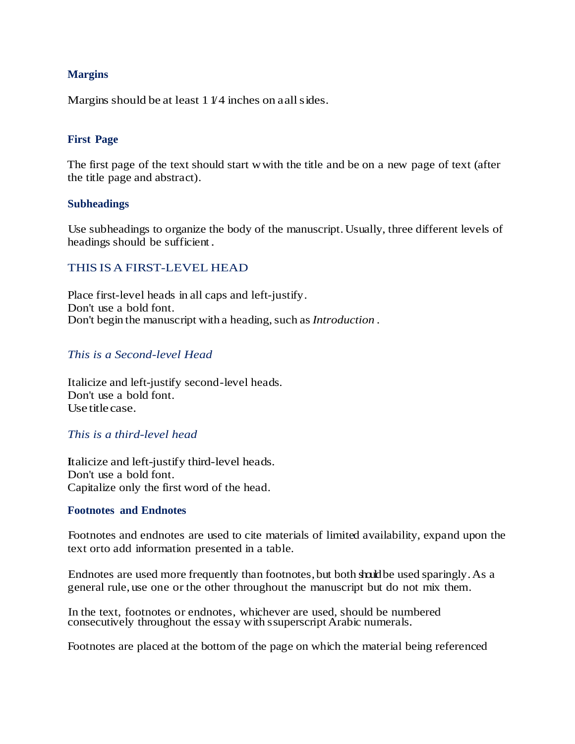**Margins**

Margins should be at least 1 1⁄4 inches on a all sides.

**First Page**

The first page of the text should start w with the title and be on a new page of text (after the title page and abstract).

**Subheadings**

Use subheadings to organize the body of the manuscript. Usually, three different levels of headings should be sufficient.

THIS IS A FIRST-LEVEL HEAD

Place first-level heads in all caps and left-justify.
Don't use a bold font.
Don't begin the manuscript with a heading, such as *Introduction* .

*This is a Second-level Head*

Italicize and left-justify second-level heads.
Don't use a bold font.
Use title case.

*This is a third-level head*

Italicize and left-justify third-level heads.
Don't use a bold font.
Capitalize only the first word of the head.

**Footnotes and Endnotes**

Footnotes and endnotes are used to cite materials of limited availability, expand upon the text orto add information presented in a table.

Endnotes are used more frequently than footnotes, but both should be used sparingly. As a general rule, use one or the other throughout the manuscript but do not mix them.

In the text, footnotes or endnotes, whichever are used, should be numbered consecutively throughout the essay with ssuperscript Arabic numerals.

Footnotes are placed at the bottom of the page on which the material being referenced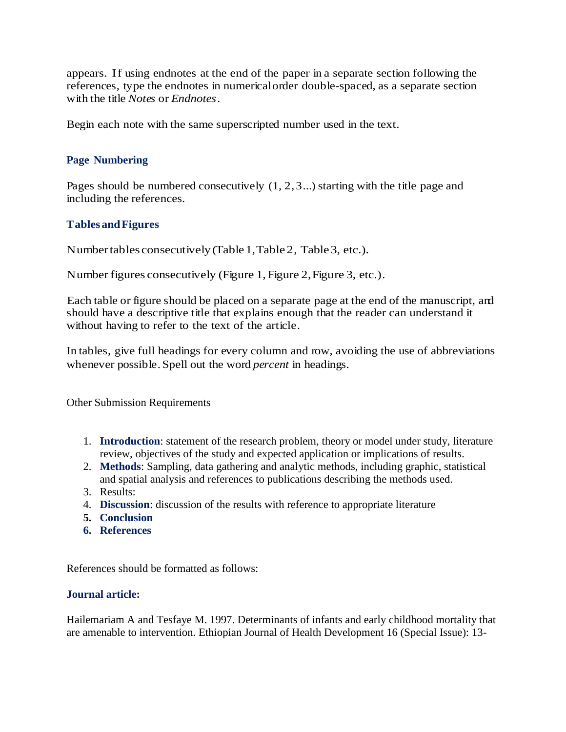appears. If using endnotes at the end of the paper in a separate section following the references, type the endnotes in numerical order double-spaced, as a separate section with the title *Notes* or *Endnotes*.

Begin each note with the same superscripted number used in the text.

### Page Numbering

Pages should be numbered consecutively (1, 2, 3...) starting with the title page and including the references.

### Tables and Figures

Number tables consecutively (Table 1, Table 2, Table 3, etc.).

Number figures consecutively (Figure 1, Figure 2, Figure 3, etc.).

Each table or figure should be placed on a separate page at the end of the manuscript, and should have a descriptive title that explains enough that the reader can understand it without having to refer to the text of the article.

In tables, give full headings for every column and row, avoiding the use of abbreviations whenever possible. Spell out the word *percent* in headings.

Other Submission Requirements

1. **Introduction**: statement of the research problem, theory or model under study, literature review, objectives of the study and expected application or implications of results.
2. **Methods**: Sampling, data gathering and analytic methods, including graphic, statistical and spatial analysis and references to publications describing the methods used.
3. Results:
4. **Discussion**: discussion of the results with reference to appropriate literature
5. **Conclusion**
6. **References**

References should be formatted as follows:

### Journal article:

Hailemariam A and Tesfaye M. 1997. Determinants of infants and early childhood mortality that are amenable to intervention. Ethiopian Journal of Health Development 16 (Special Issue): 13-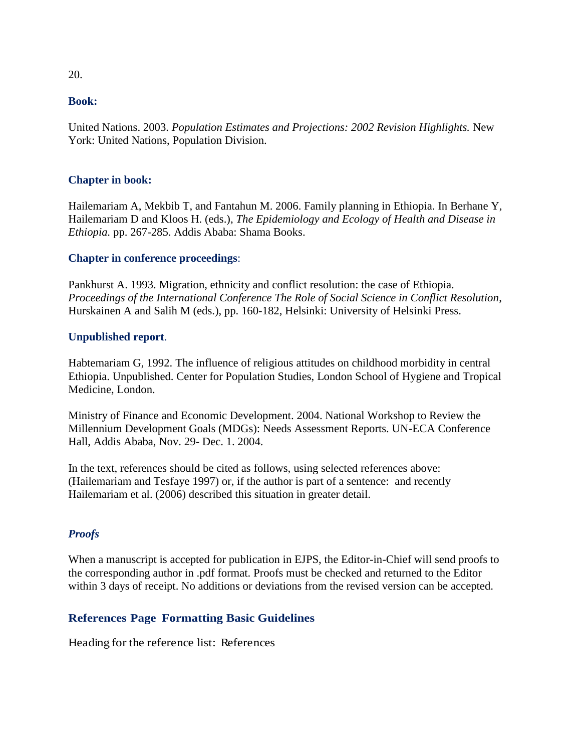20.

**Book:**

United Nations. 2003. *Population Estimates and Projections: 2002 Revision Highlights.* New York: United Nations, Population Division.

**Chapter in book:**

Hailemariam A, Mekbib T, and Fantahun M. 2006. Family planning in Ethiopia. In Berhane Y, Hailemariam D and Kloos H. (eds.), *The Epidemiology and Ecology of Health and Disease in Ethiopia.* pp. 267-285. Addis Ababa: Shama Books.

**Chapter in conference proceedings**:

Pankhurst A. 1993. Migration, ethnicity and conflict resolution: the case of Ethiopia. *Proceedings of the International Conference The Role of Social Science in Conflict Resolution*, Hurskainen A and Salih M (eds.), pp. 160-182, Helsinki: University of Helsinki Press.

**Unpublished report**.

Habtemariam G, 1992. The influence of religious attitudes on childhood morbidity in central Ethiopia. Unpublished. Center for Population Studies, London School of Hygiene and Tropical Medicine, London.

Ministry of Finance and Economic Development. 2004. National Workshop to Review the Millennium Development Goals (MDGs): Needs Assessment Reports. UN-ECA Conference Hall, Addis Ababa, Nov. 29- Dec. 1. 2004.

In the text, references should be cited as follows, using selected references above: (Hailemariam and Tesfaye 1997) or, if the author is part of a sentence: and recently Hailemariam et al. (2006) described this situation in greater detail.

### *Proofs*

When a manuscript is accepted for publication in EJPS, the Editor-in-Chief will send proofs to the corresponding author in .pdf format. Proofs must be checked and returned to the Editor within 3 days of receipt. No additions or deviations from the revised version can be accepted.

## References Page Formatting Basic Guidelines

Heading for the reference list: References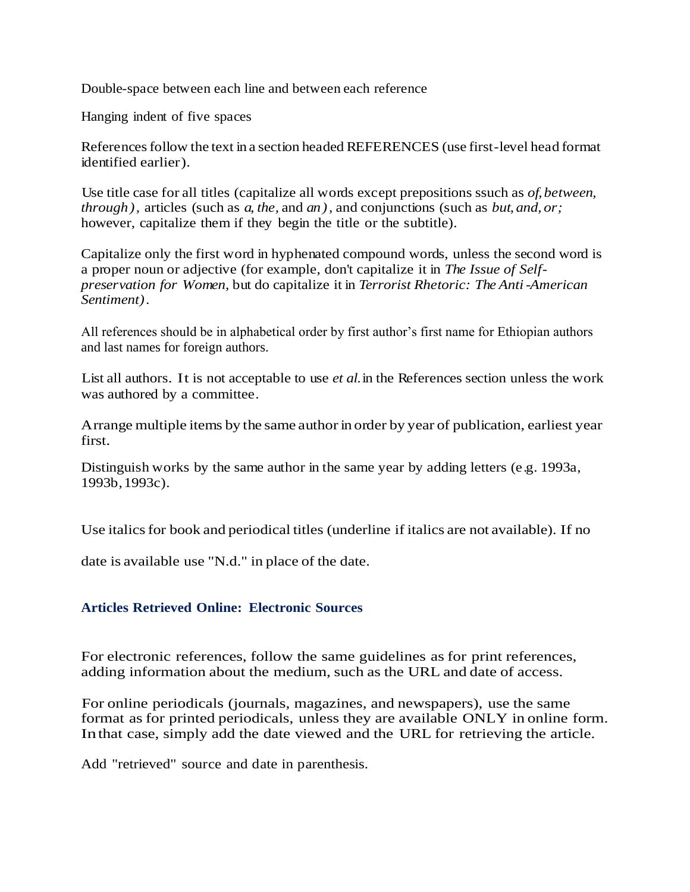Double-space between each line and between each reference

Hanging indent of five spaces

References follow the text in a section headed REFERENCES (use first-level head format identified earlier).

Use title case for all titles (capitalize all words except prepositions ssuch as *of, between, through*), articles (such as *a, the,* and *an*), and conjunctions (such as *but, and, or;* however, capitalize them if they begin the title or the subtitle).

Capitalize only the first word in hyphenated compound words, unless the second word is a proper noun or adjective (for example, don't capitalize it in *The Issue of Self-preservation for Women,* but do capitalize it in *Terrorist Rhetoric: The Anti-American Sentiment)*.

All references should be in alphabetical order by first author's first name for Ethiopian authors and last names for foreign authors.

List all authors. It is not acceptable to use *et al.* in the References section unless the work was authored by a committee.

Arrange multiple items by the same author in order by year of publication, earliest year first.

Distinguish works by the same author in the same year by adding letters (e.g. 1993a, 1993b, 1993c).

Use italics for book and periodical titles (underline if italics are not available). If no date is available use "N.d." in place of the date.

### Articles Retrieved Online: Electronic Sources

For electronic references, follow the same guidelines as for print references, adding information about the medium, such as the URL and date of access.

For online periodicals (journals, magazines, and newspapers), use the same format as for printed periodicals, unless they are available ONLY in online form. In that case, simply add the date viewed and the URL for retrieving the article.

Add "retrieved" source and date in parenthesis.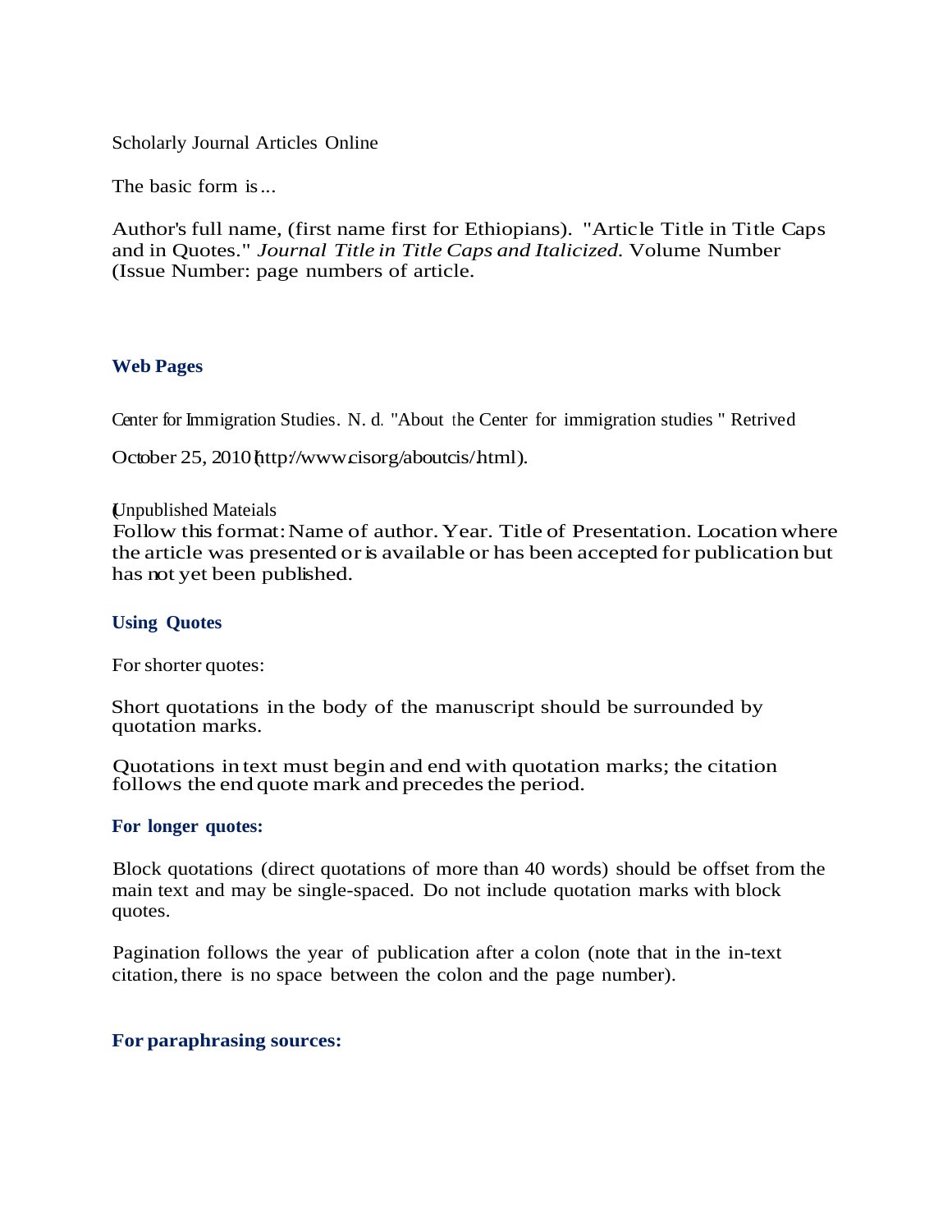Scholarly Journal Articles Online

The basic form is...

Author's full name, (first name first for Ethiopians). "Article Title in Title Caps and in Quotes." *Journal Title in Title Caps and Italicized.* Volume Number (Issue Number: page numbers of article.

### Web Pages

Center for Immigration Studies. N. d. "About the Center for immigration studies " Retrived

October 25, 2010 (http://www.cis.org/aboutcis/.html).

(Unpublished Mateials

Follow this format: Name of author. Year. Title of Presentation. Location where the article was presented or is available or has been accepted for publication but has not yet been published.

### Using Quotes

For shorter quotes:

Short quotations in the body of the manuscript should be surrounded by quotation marks.

Quotations in text must begin and end with quotation marks; the citation follows the end quote mark and precedes the period.

### For longer quotes:

Block quotations (direct quotations of more than 40 words) should be offset from the main text and may be single-spaced. Do not include quotation marks with block quotes.

Pagination follows the year of publication after a colon (note that in the in-text citation, there is no space between the colon and the page number).

### For paraphrasing sources: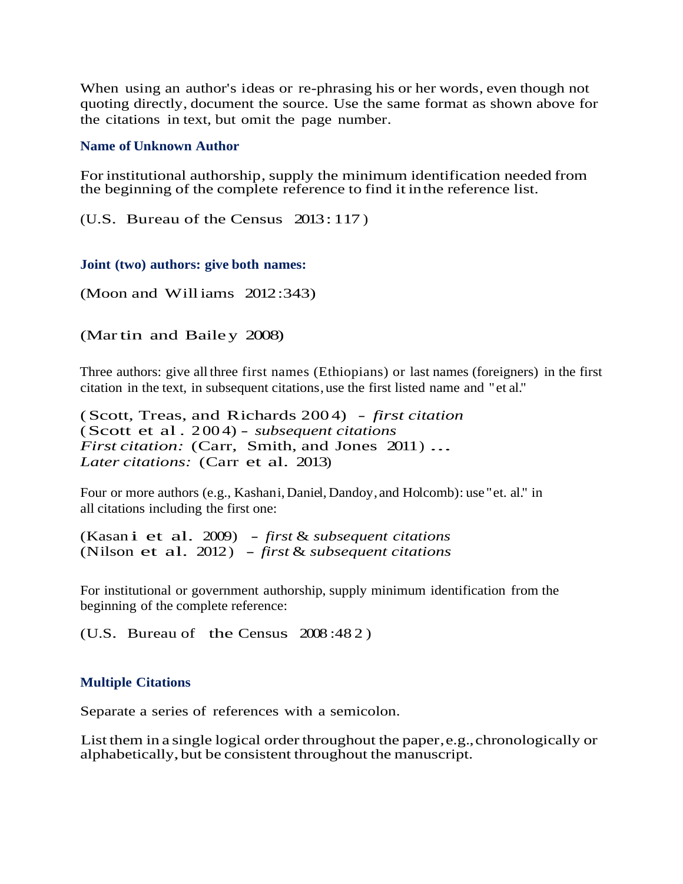When using an author's ideas or re-phrasing his or her words, even though not quoting directly, document the source. Use the same format as shown above for the citations in text, but omit the page number.

### Name of Unknown Author

For institutional authorship, supply the minimum identification needed from the beginning of the complete reference to find it in the reference list.

(U.S. Bureau of the Census 2013:117)

### Joint (two) authors: give both names:

(Moon and Williams 2012:343)

(Martin and Bailey 2008)

Three authors: give all three first names (Ethiopians) or last names (foreigners) in the first citation in the text, in subsequent citations, use the first listed name and "et al."

(Scott, Treas, and Richards 2004) - *first citation*
(Scott et al. 2004) - *subsequent citations*
*First citation:* (Carr, Smith, and Jones 2011) ...
*Later citations:* (Carr et al. 2013)

Four or more authors (e.g., Kashani, Daniel, Dandoy, and Holcomb): use "et. al." in all citations including the first one:

(Kasani et al. 2009) - *first* & *subsequent citations*
(Nilson et al. 2012) - *first* & *subsequent citations*

For institutional or government authorship, supply minimum identification from the beginning of the complete reference:

(U.S. Bureau of the Census 2008:482)

### Multiple Citations

Separate a series of references with a semicolon.

List them in a single logical order throughout the paper, e.g., chronologically or alphabetically, but be consistent throughout the manuscript.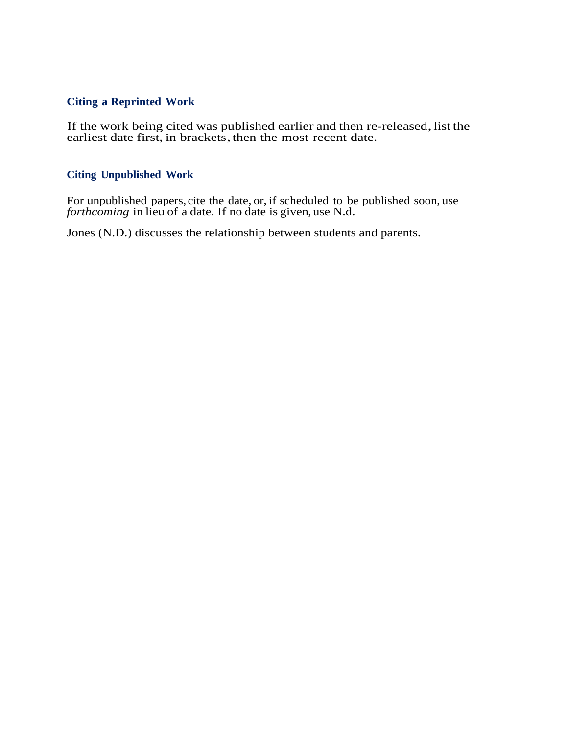### Citing a Reprinted Work

If the work being cited was published earlier and then re-released, list the earliest date first, in brackets, then the most recent date.

### Citing Unpublished Work

For unpublished papers, cite the date, or, if scheduled to be published soon, use *forthcoming* in lieu of a date. If no date is given, use N.d.

Jones (N.D.) discusses the relationship between students and parents.